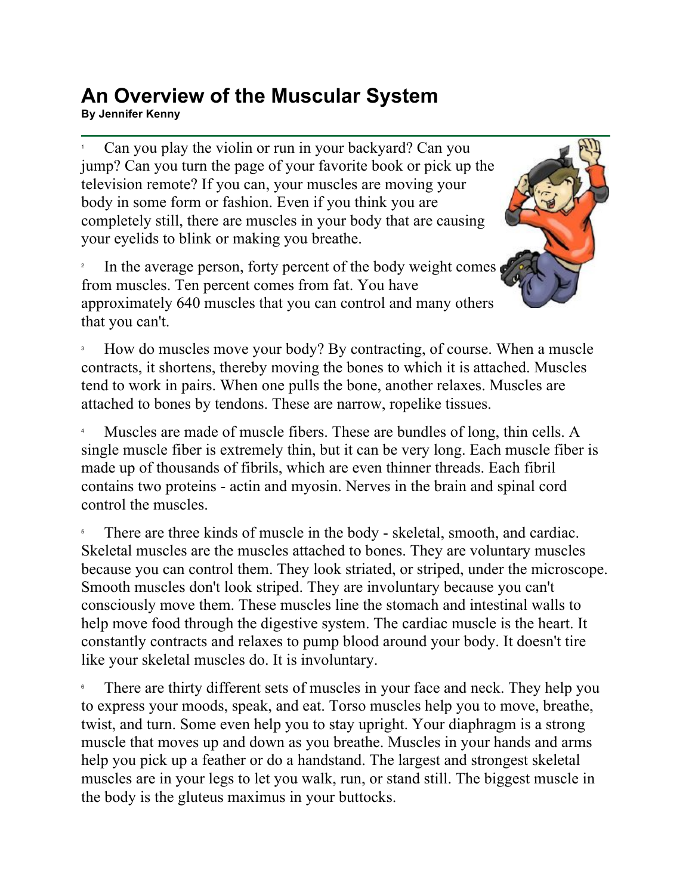# An Overview of the Muscular System

**By Jennifer Kenny**

1 Can you play the violin or run in your backyard? Can you jump? Can you turn the page of your favorite book or pick up the television remote? If you can, your muscles are moving your body in some form or fashion. Even if you think you are completely still, there are muscles in your body that are causing your eyelids to blink or making you breathe.

2 In the average person, forty percent of the body weight comes from muscles. Ten percent comes from fat. You have approximately 640 muscles that you can control and many others that you can't.

3 How do muscles move your body? By contracting, of course. When a muscle contracts, it shortens, thereby moving the bones to which it is attached. Muscles tend to work in pairs. When one pulls the bone, another relaxes. Muscles are attached to bones by tendons. These are narrow, ropelike tissues.

4 Muscles are made of muscle fibers. These are bundles of long, thin cells. A single muscle fiber is extremely thin, but it can be very long. Each muscle fiber is made up of thousands of fibrils, which are even thinner threads. Each fibril contains two proteins - actin and myosin. Nerves in the brain and spinal cord control the muscles.

5 There are three kinds of muscle in the body - skeletal, smooth, and cardiac. Skeletal muscles are the muscles attached to bones. They are voluntary muscles because you can control them. They look striated, or striped, under the microscope. Smooth muscles don't look striped. They are involuntary because you can't consciously move them. These muscles line the stomach and intestinal walls to help move food through the digestive system. The cardiac muscle is the heart. It constantly contracts and relaxes to pump blood around your body. It doesn't tire like your skeletal muscles do. It is involuntary.

6 There are thirty different sets of muscles in your face and neck. They help you to express your moods, speak, and eat. Torso muscles help you to move, breathe, twist, and turn. Some even help you to stay upright. Your diaphragm is a strong muscle that moves up and down as you breathe. Muscles in your hands and arms help you pick up a feather or do a handstand. The largest and strongest skeletal muscles are in your legs to let you walk, run, or stand still. The biggest muscle in the body is the gluteus maximus in your buttocks.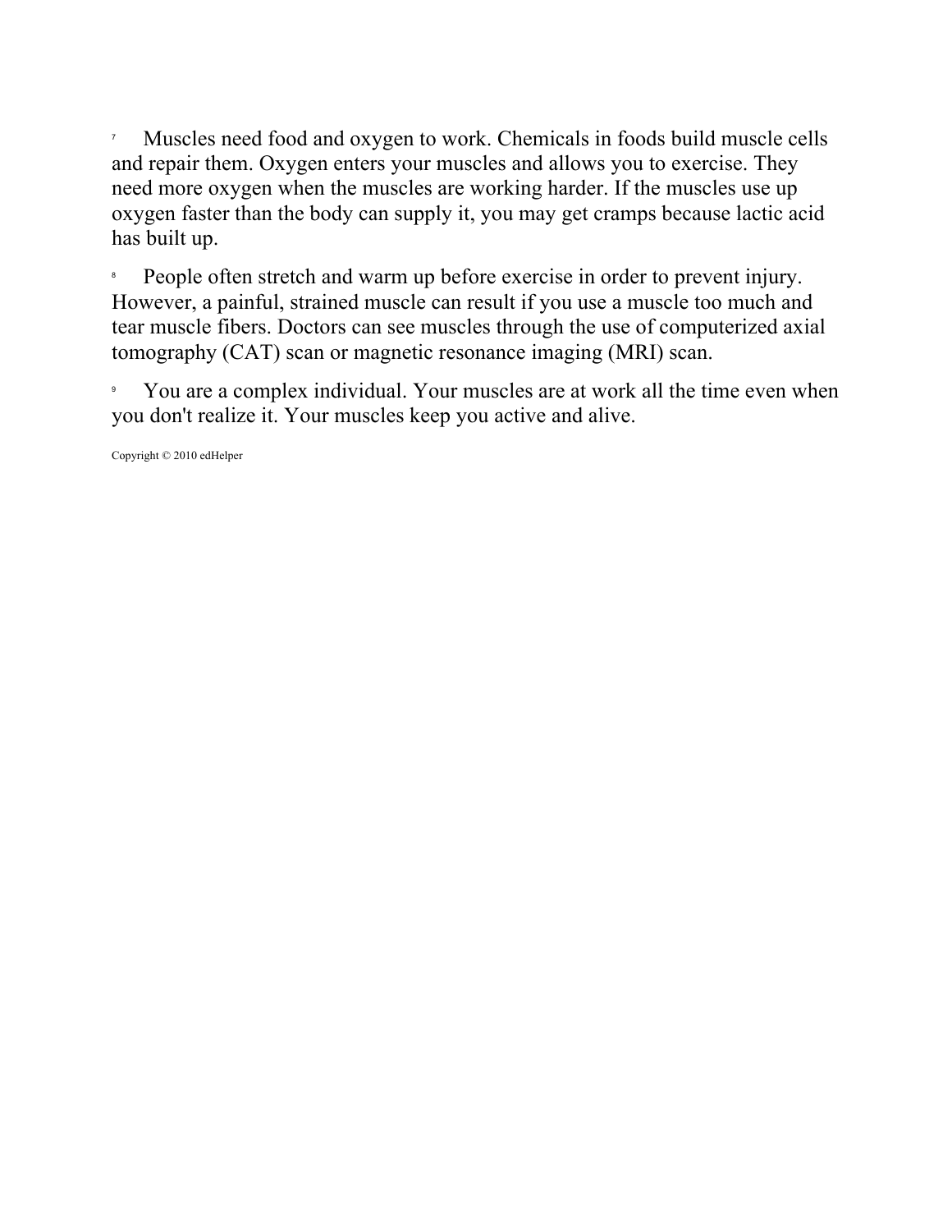7 Muscles need food and oxygen to work. Chemicals in foods build muscle cells and repair them. Oxygen enters your muscles and allows you to exercise. They need more oxygen when the muscles are working harder. If the muscles use up oxygen faster than the body can supply it, you may get cramps because lactic acid has built up.

8 People often stretch and warm up before exercise in order to prevent injury. However, a painful, strained muscle can result if you use a muscle too much and tear muscle fibers. Doctors can see muscles through the use of computerized axial tomography (CAT) scan or magnetic resonance imaging (MRI) scan.

9 You are a complex individual. Your muscles are at work all the time even when you don't realize it. Your muscles keep you active and alive.

Copyright © 2010 edHelper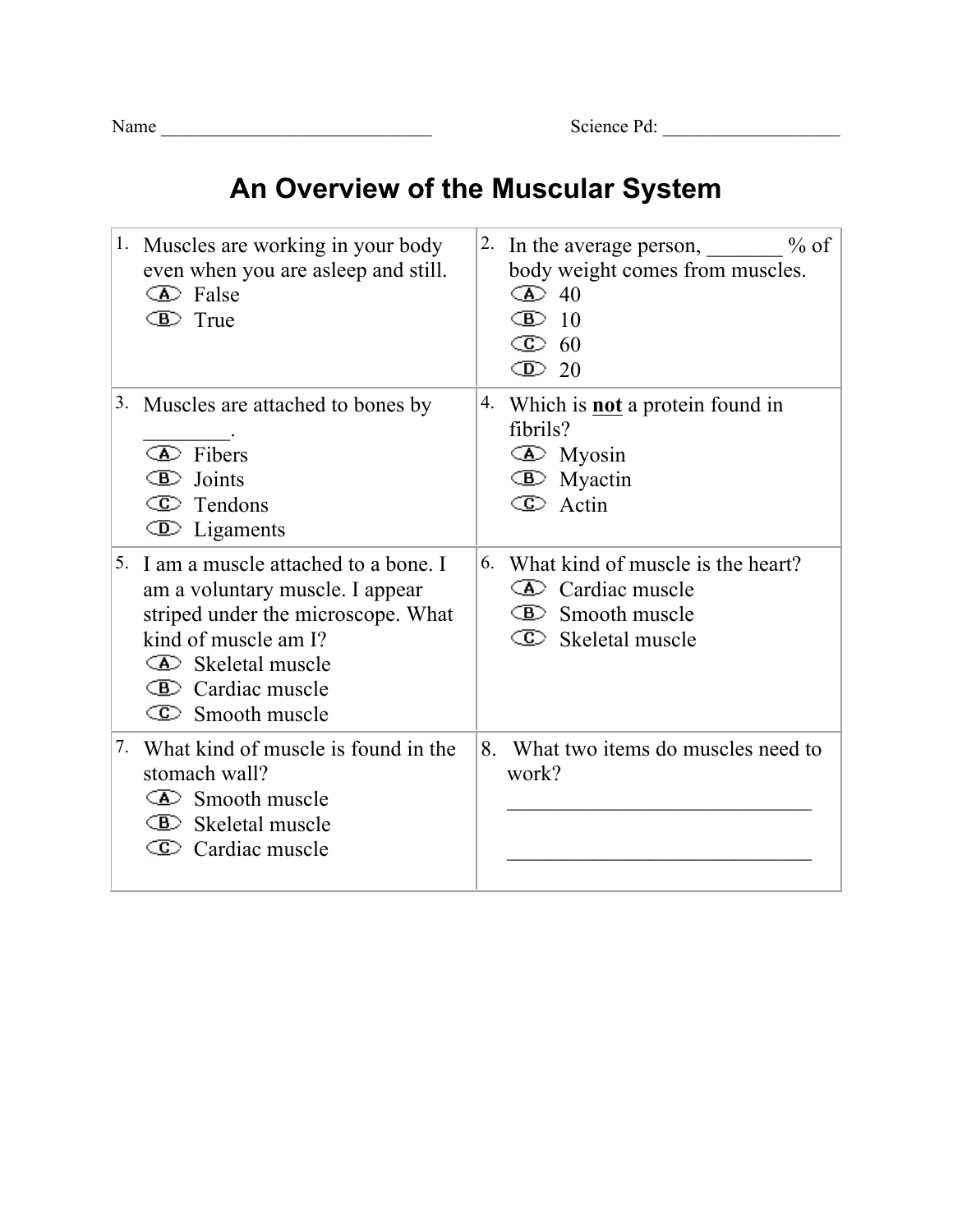Name ______________________________ Science Pd: ___________________

# An Overview of the Muscular System

1. Muscles are working in your body even when you are asleep and still.
   - (A) False
   - (B) True

2. In the average person, _______ % of body weight comes from muscles.
   - (A) 40
   - (B) 10
   - (C) 60
   - (D) 20

3. Muscles are attached to bones by ________.
   - (A) Fibers
   - (B) Joints
   - (C) Tendons
   - (D) Ligaments

4. Which is **not** a protein found in fibrils?
   - (A) Myosin
   - (B) Myactin
   - (C) Actin

5. I am a muscle attached to a bone. I am a voluntary muscle. I appear striped under the microscope. What kind of muscle am I?
   - (A) Skeletal muscle
   - (B) Cardiac muscle
   - (C) Smooth muscle

6. What kind of muscle is the heart?
   - (A) Cardiac muscle
   - (B) Smooth muscle
   - (C) Skeletal muscle

7. What kind of muscle is found in the stomach wall?
   - (A) Smooth muscle
   - (B) Skeletal muscle
   - (C) Cardiac muscle

8. What two items do muscles need to work?

   _____________________________

   _____________________________